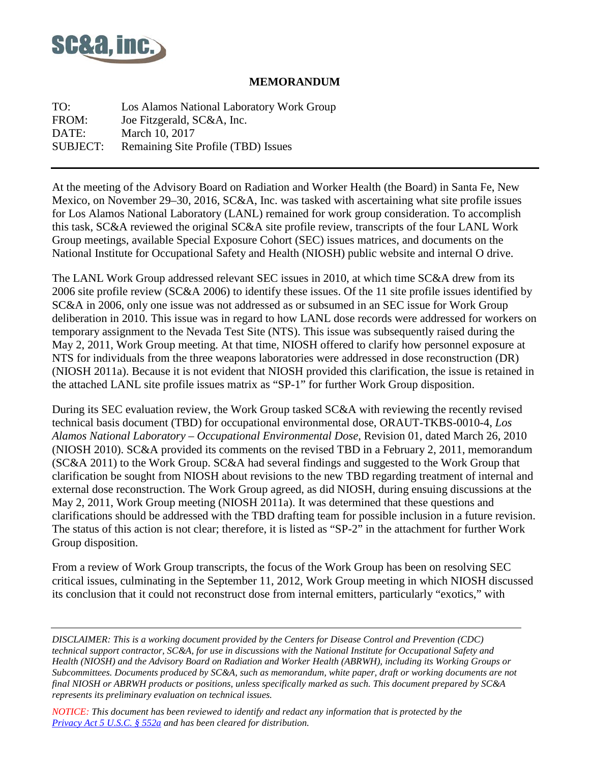SC&A, inc.

**MEMORANDUM**

| | |
|---|---|
| TO: | Los Alamos National Laboratory Work Group |
| FROM: | Joe Fitzgerald, SC&A, Inc. |
| DATE: | March 10, 2017 |
| SUBJECT: | Remaining Site Profile (TBD) Issues |

---

At the meeting of the Advisory Board on Radiation and Worker Health (the Board) in Santa Fe, New Mexico, on November 29–30, 2016, SC&A, Inc. was tasked with ascertaining what site profile issues for Los Alamos National Laboratory (LANL) remained for work group consideration. To accomplish this task, SC&A reviewed the original SC&A site profile review, transcripts of the four LANL Work Group meetings, available Special Exposure Cohort (SEC) issues matrices, and documents on the National Institute for Occupational Safety and Health (NIOSH) public website and internal O drive.

The LANL Work Group addressed relevant SEC issues in 2010, at which time SC&A drew from its 2006 site profile review (SC&A 2006) to identify these issues. Of the 11 site profile issues identified by SC&A in 2006, only one issue was not addressed as or subsumed in an SEC issue for Work Group deliberation in 2010. This issue was in regard to how LANL dose records were addressed for workers on temporary assignment to the Nevada Test Site (NTS). This issue was subsequently raised during the May 2, 2011, Work Group meeting. At that time, NIOSH offered to clarify how personnel exposure at NTS for individuals from the three weapons laboratories were addressed in dose reconstruction (DR) (NIOSH 2011a). Because it is not evident that NIOSH provided this clarification, the issue is retained in the attached LANL site profile issues matrix as "SP-1" for further Work Group disposition.

During its SEC evaluation review, the Work Group tasked SC&A with reviewing the recently revised technical basis document (TBD) for occupational environmental dose, ORAUT-TKBS-0010-4, *Los Alamos National Laboratory – Occupational Environmental Dose*, Revision 01, dated March 26, 2010 (NIOSH 2010). SC&A provided its comments on the revised TBD in a February 2, 2011, memorandum (SC&A 2011) to the Work Group. SC&A had several findings and suggested to the Work Group that clarification be sought from NIOSH about revisions to the new TBD regarding treatment of internal and external dose reconstruction. The Work Group agreed, as did NIOSH, during ensuing discussions at the May 2, 2011, Work Group meeting (NIOSH 2011a). It was determined that these questions and clarifications should be addressed with the TBD drafting team for possible inclusion in a future revision. The status of this action is not clear; therefore, it is listed as "SP-2" in the attachment for further Work Group disposition.

From a review of Work Group transcripts, the focus of the Work Group has been on resolving SEC critical issues, culminating in the September 11, 2012, Work Group meeting in which NIOSH discussed its conclusion that it could not reconstruct dose from internal emitters, particularly "exotics," with

---

*DISCLAIMER: This is a working document provided by the Centers for Disease Control and Prevention (CDC) technical support contractor, SC&A, for use in discussions with the National Institute for Occupational Safety and Health (NIOSH) and the Advisory Board on Radiation and Worker Health (ABRWH), including its Working Groups or Subcommittees. Documents produced by SC&A, such as memorandum, white paper, draft or working documents are not final NIOSH or ABRWH products or positions, unless specifically marked as such. This document prepared by SC&A represents its preliminary evaluation on technical issues.*

*NOTICE: This document has been reviewed to identify and redact any information that is protected by the [Privacy Act 5 U.S.C. § 552a] and has been cleared for distribution.*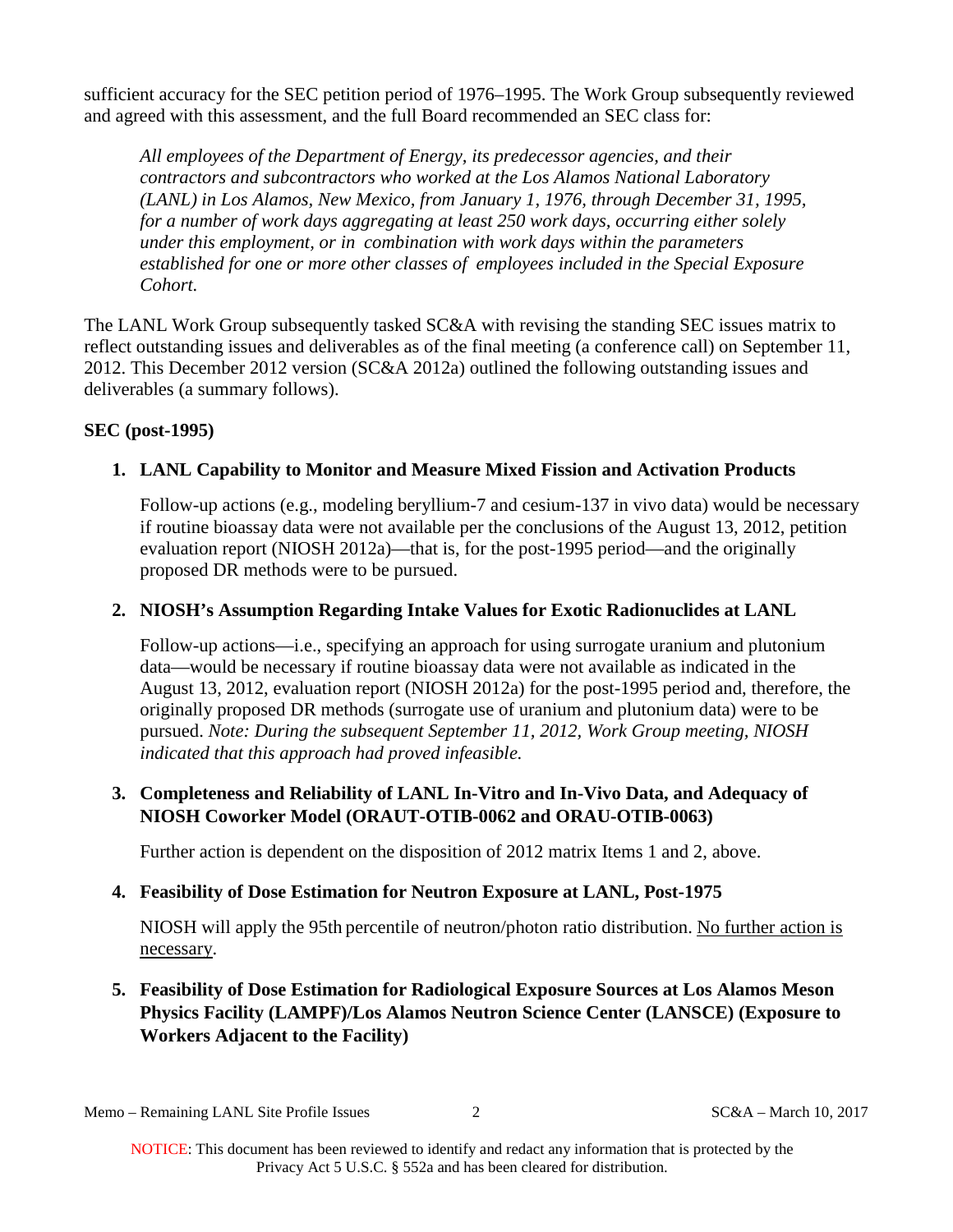sufficient accuracy for the SEC petition period of 1976–1995. The Work Group subsequently reviewed and agreed with this assessment, and the full Board recommended an SEC class for:

> *All employees of the Department of Energy, its predecessor agencies, and their contractors and subcontractors who worked at the Los Alamos National Laboratory (LANL) in Los Alamos, New Mexico, from January 1, 1976, through December 31, 1995, for a number of work days aggregating at least 250 work days, occurring either solely under this employment, or in combination with work days within the parameters established for one or more other classes of employees included in the Special Exposure Cohort.*

The LANL Work Group subsequently tasked SC&A with revising the standing SEC issues matrix to reflect outstanding issues and deliverables as of the final meeting (a conference call) on September 11, 2012. This December 2012 version (SC&A 2012a) outlined the following outstanding issues and deliverables (a summary follows).

**SEC (post-1995)**

1. **LANL Capability to Monitor and Measure Mixed Fission and Activation Products**

   Follow-up actions (e.g., modeling beryllium-7 and cesium-137 in vivo data) would be necessary if routine bioassay data were not available per the conclusions of the August 13, 2012, petition evaluation report (NIOSH 2012a)—that is, for the post-1995 period—and the originally proposed DR methods were to be pursued.

2. **NIOSH's Assumption Regarding Intake Values for Exotic Radionuclides at LANL**

   Follow-up actions—i.e., specifying an approach for using surrogate uranium and plutonium data—would be necessary if routine bioassay data were not available as indicated in the August 13, 2012, evaluation report (NIOSH 2012a) for the post-1995 period and, therefore, the originally proposed DR methods (surrogate use of uranium and plutonium data) were to be pursued. *Note: During the subsequent September 11, 2012, Work Group meeting, NIOSH indicated that this approach had proved infeasible.*

3. **Completeness and Reliability of LANL In-Vitro and In-Vivo Data, and Adequacy of NIOSH Coworker Model (ORAUT-OTIB-0062 and ORAU-OTIB-0063)**

   Further action is dependent on the disposition of 2012 matrix Items 1 and 2, above.

4. **Feasibility of Dose Estimation for Neutron Exposure at LANL, Post-1975**

   NIOSH will apply the 95th percentile of neutron/photon ratio distribution. <u>No further action is necessary</u>.

5. **Feasibility of Dose Estimation for Radiological Exposure Sources at Los Alamos Meson Physics Facility (LAMPF)/Los Alamos Neutron Science Center (LANSCE) (Exposure to Workers Adjacent to the Facility)**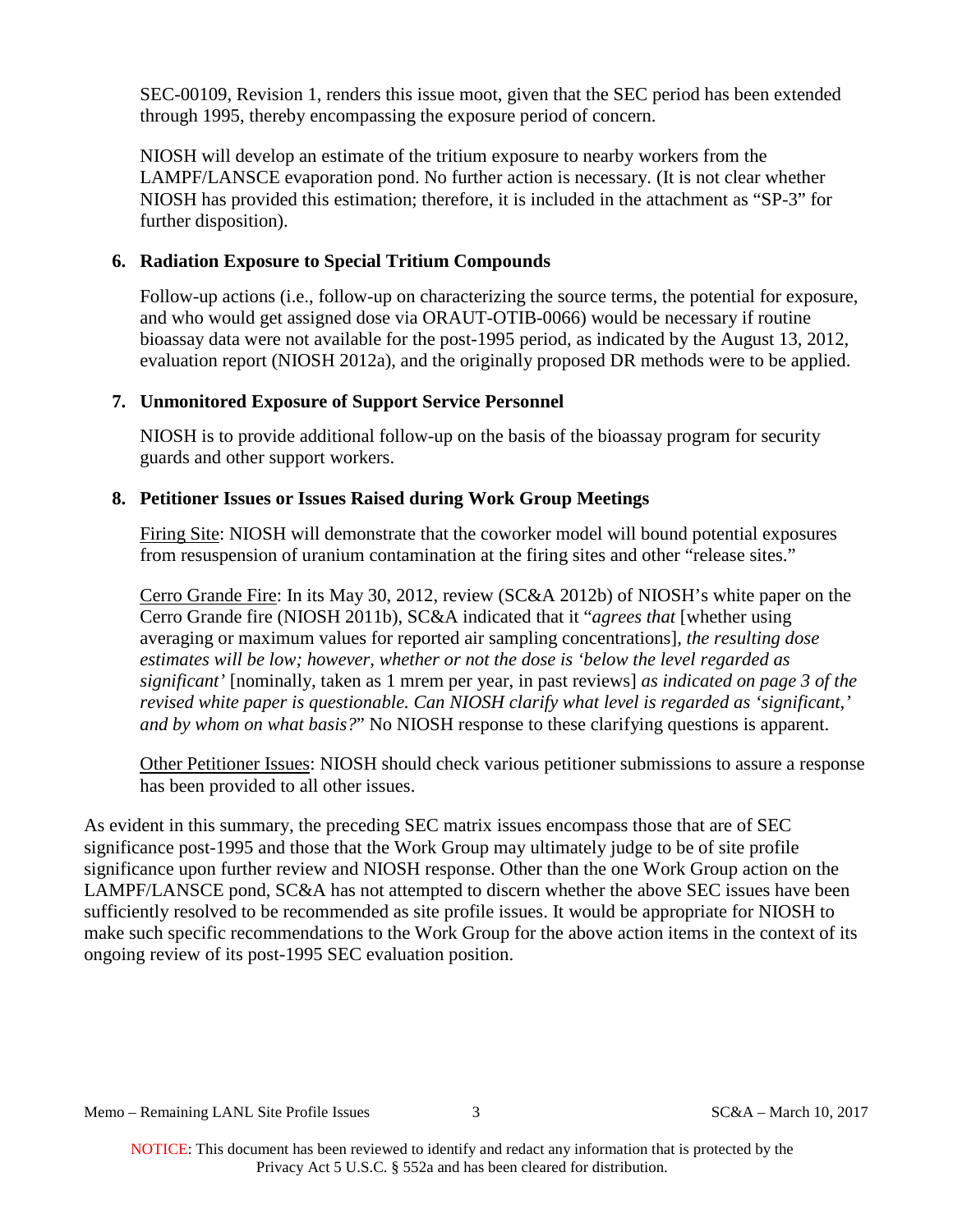SEC-00109, Revision 1, renders this issue moot, given that the SEC period has been extended through 1995, thereby encompassing the exposure period of concern.

NIOSH will develop an estimate of the tritium exposure to nearby workers from the LAMPF/LANSCE evaporation pond. No further action is necessary. (It is not clear whether NIOSH has provided this estimation; therefore, it is included in the attachment as "SP-3" for further disposition).

**6. Radiation Exposure to Special Tritium Compounds**

Follow-up actions (i.e., follow-up on characterizing the source terms, the potential for exposure, and who would get assigned dose via ORAUT-OTIB-0066) would be necessary if routine bioassay data were not available for the post-1995 period, as indicated by the August 13, 2012, evaluation report (NIOSH 2012a), and the originally proposed DR methods were to be applied.

**7. Unmonitored Exposure of Support Service Personnel**

NIOSH is to provide additional follow-up on the basis of the bioassay program for security guards and other support workers.

**8. Petitioner Issues or Issues Raised during Work Group Meetings**

Firing Site: NIOSH will demonstrate that the coworker model will bound potential exposures from resuspension of uranium contamination at the firing sites and other "release sites."

Cerro Grande Fire: In its May 30, 2012, review (SC&A 2012b) of NIOSH's white paper on the Cerro Grande fire (NIOSH 2011b), SC&A indicated that it "*agrees that* [whether using averaging or maximum values for reported air sampling concentrations], *the resulting dose estimates will be low; however, whether or not the dose is 'below the level regarded as significant'* [nominally, taken as 1 mrem per year, in past reviews] *as indicated on page 3 of the revised white paper is questionable. Can NIOSH clarify what level is regarded as 'significant,' and by whom on what basis?*" No NIOSH response to these clarifying questions is apparent.

Other Petitioner Issues: NIOSH should check various petitioner submissions to assure a response has been provided to all other issues.

As evident in this summary, the preceding SEC matrix issues encompass those that are of SEC significance post-1995 and those that the Work Group may ultimately judge to be of site profile significance upon further review and NIOSH response. Other than the one Work Group action on the LAMPF/LANSCE pond, SC&A has not attempted to discern whether the above SEC issues have been sufficiently resolved to be recommended as site profile issues. It would be appropriate for NIOSH to make such specific recommendations to the Work Group for the above action items in the context of its ongoing review of its post-1995 SEC evaluation position.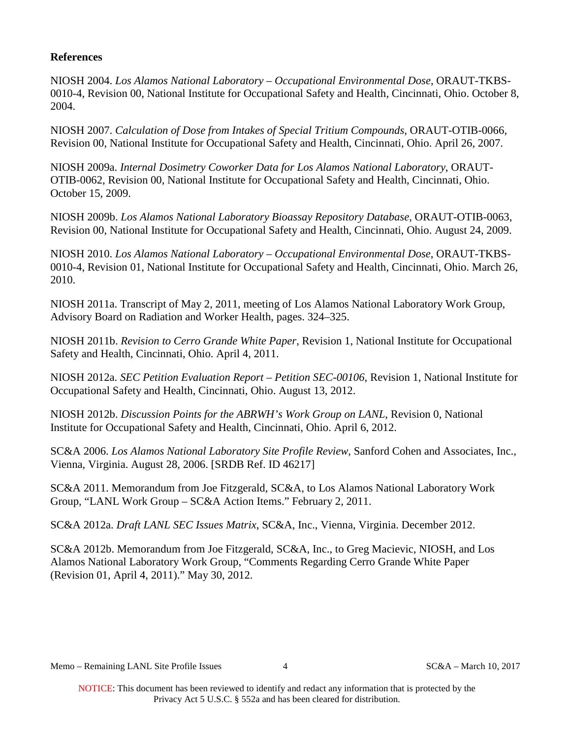**References**

NIOSH 2004. *Los Alamos National Laboratory – Occupational Environmental Dose*, ORAUT-TKBS-0010-4, Revision 00, National Institute for Occupational Safety and Health, Cincinnati, Ohio. October 8, 2004.

NIOSH 2007. *Calculation of Dose from Intakes of Special Tritium Compounds*, ORAUT-OTIB-0066, Revision 00, National Institute for Occupational Safety and Health, Cincinnati, Ohio. April 26, 2007.

NIOSH 2009a. *Internal Dosimetry Coworker Data for Los Alamos National Laboratory*, ORAUT-OTIB-0062, Revision 00, National Institute for Occupational Safety and Health, Cincinnati, Ohio. October 15, 2009.

NIOSH 2009b. *Los Alamos National Laboratory Bioassay Repository Database*, ORAUT-OTIB-0063, Revision 00, National Institute for Occupational Safety and Health, Cincinnati, Ohio. August 24, 2009.

NIOSH 2010. *Los Alamos National Laboratory – Occupational Environmental Dose*, ORAUT-TKBS-0010-4, Revision 01, National Institute for Occupational Safety and Health, Cincinnati, Ohio. March 26, 2010.

NIOSH 2011a. Transcript of May 2, 2011, meeting of Los Alamos National Laboratory Work Group, Advisory Board on Radiation and Worker Health, pages. 324–325.

NIOSH 2011b. *Revision to Cerro Grande White Paper*, Revision 1, National Institute for Occupational Safety and Health, Cincinnati, Ohio. April 4, 2011.

NIOSH 2012a. *SEC Petition Evaluation Report – Petition SEC-00106*, Revision 1, National Institute for Occupational Safety and Health, Cincinnati, Ohio. August 13, 2012.

NIOSH 2012b. *Discussion Points for the ABRWH's Work Group on LANL*, Revision 0, National Institute for Occupational Safety and Health, Cincinnati, Ohio. April 6, 2012.

SC&A 2006. *Los Alamos National Laboratory Site Profile Review*, Sanford Cohen and Associates, Inc., Vienna, Virginia. August 28, 2006. [SRDB Ref. ID 46217]

SC&A 2011. Memorandum from Joe Fitzgerald, SC&A, to Los Alamos National Laboratory Work Group, "LANL Work Group – SC&A Action Items." February 2, 2011.

SC&A 2012a. *Draft LANL SEC Issues Matrix*, SC&A, Inc., Vienna, Virginia. December 2012.

SC&A 2012b. Memorandum from Joe Fitzgerald, SC&A, Inc., to Greg Macievic, NIOSH, and Los Alamos National Laboratory Work Group, "Comments Regarding Cerro Grande White Paper (Revision 01, April 4, 2011)." May 30, 2012.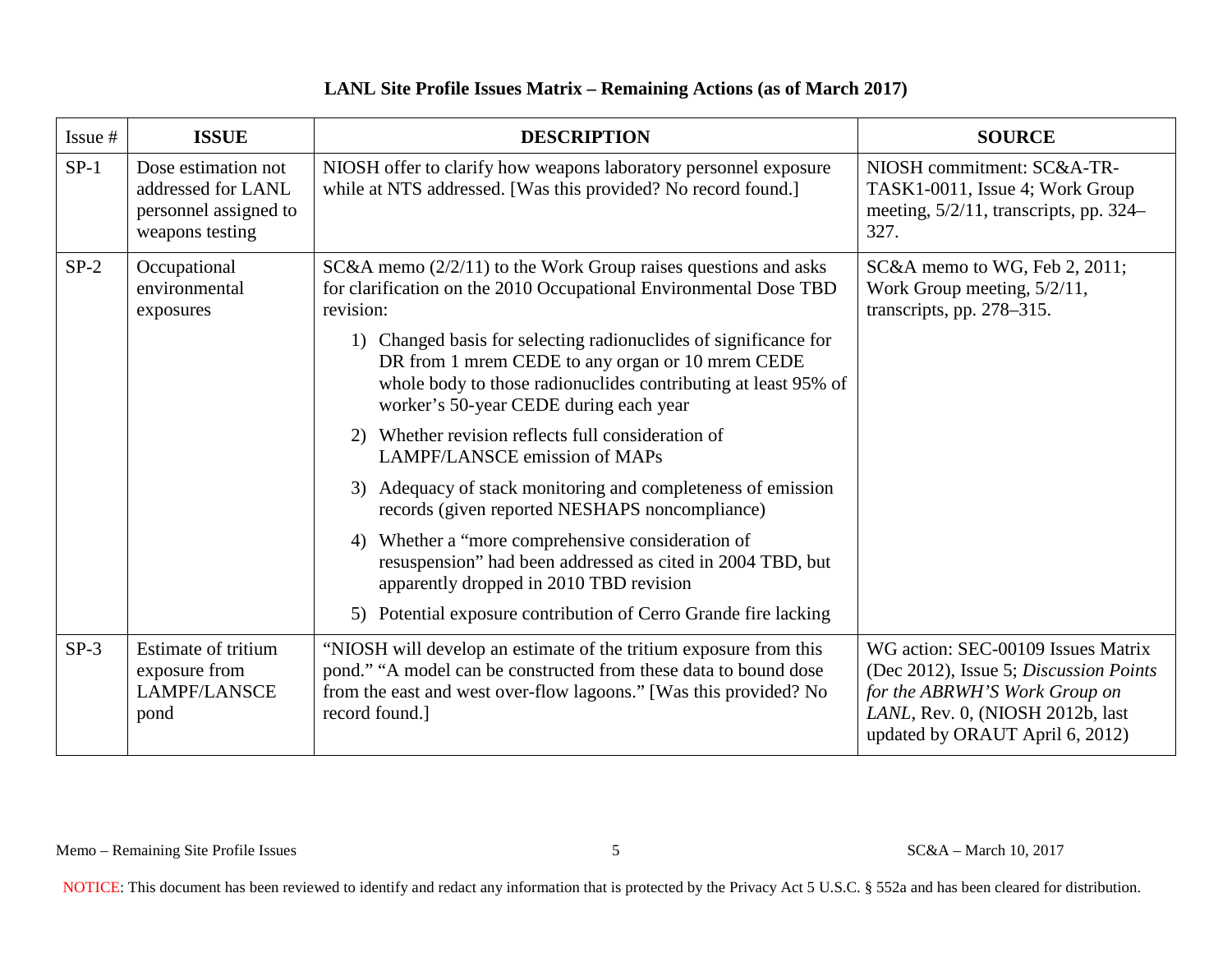## LANL Site Profile Issues Matrix – Remaining Actions (as of March 2017)

| Issue # | ISSUE | DESCRIPTION | SOURCE |
|---|---|---|---|
| SP-1 | Dose estimation not addressed for LANL personnel assigned to weapons testing | NIOSH offer to clarify how weapons laboratory personnel exposure while at NTS addressed. [Was this provided? No record found.] | NIOSH commitment: SC&A-TR-TASK1-0011, Issue 4; Work Group meeting, 5/2/11, transcripts, pp. 324–327. |
| SP-2 | Occupational environmental exposures | SC&A memo (2/2/11) to the Work Group raises questions and asks for clarification on the 2010 Occupational Environmental Dose TBD revision:<br>1) Changed basis for selecting radionuclides of significance for DR from 1 mrem CEDE to any organ or 10 mrem CEDE whole body to those radionuclides contributing at least 95% of worker's 50-year CEDE during each year<br>2) Whether revision reflects full consideration of LAMPF/LANSCE emission of MAPs<br>3) Adequacy of stack monitoring and completeness of emission records (given reported NESHAPS noncompliance)<br>4) Whether a "more comprehensive consideration of resuspension" had been addressed as cited in 2004 TBD, but apparently dropped in 2010 TBD revision<br>5) Potential exposure contribution of Cerro Grande fire lacking | SC&A memo to WG, Feb 2, 2011; Work Group meeting, 5/2/11, transcripts, pp. 278–315. |
| SP-3 | Estimate of tritium exposure from LAMPF/LANSCE pond | "NIOSH will develop an estimate of the tritium exposure from this pond." "A model can be constructed from these data to bound dose from the east and west over-flow lagoons." [Was this provided? No record found.] | WG action: SEC-00109 Issues Matrix (Dec 2012), Issue 5; *Discussion Points for the ABRWH'S Work Group on LANL*, Rev. 0, (NIOSH 2012b, last updated by ORAUT April 6, 2012) |

NOTICE: This document has been reviewed to identify and redact any information that is protected by the Privacy Act 5 U.S.C. § 552a and has been cleared for distribution.